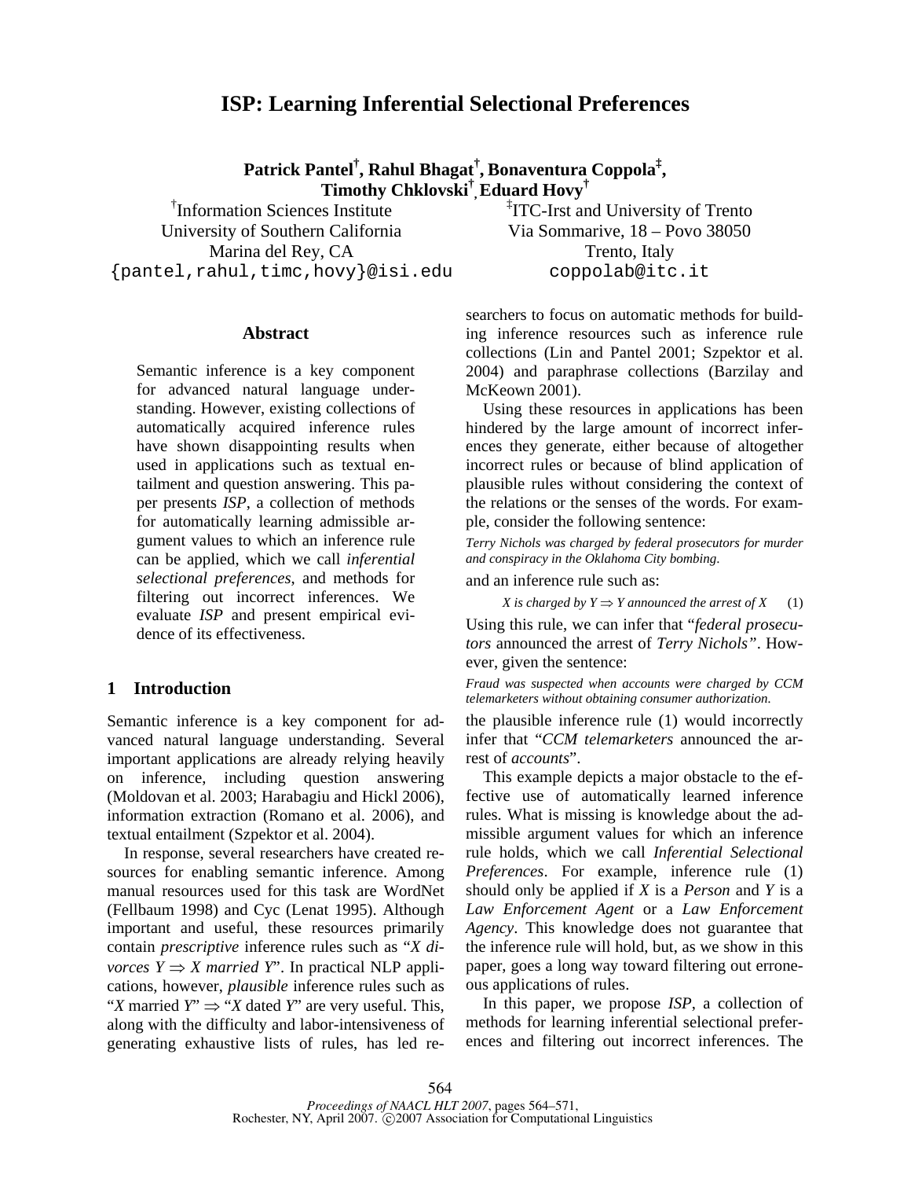# ISP: Learning Inferential Selectional Preferences

**Patrick Pantel[†], Rahul Bhagat[†], Bonaventura Coppola[‡], Timothy Chklovski[†], Eduard Hovy[†]**

[†]Information Sciences Institute
University of Southern California
Marina del Rey, CA
{pantel,rahul,timc,hovy}@isi.edu

[‡]ITC-Irst and University of Trento
Via Sommarive, 18 – Povo 38050
Trento, Italy
coppolab@itc.it

## Abstract

Semantic inference is a key component for advanced natural language understanding. However, existing collections of automatically acquired inference rules have shown disappointing results when used in applications such as textual entailment and question answering. This paper presents *ISP*, a collection of methods for automatically learning admissible argument values to which an inference rule can be applied, which we call *inferential selectional preferences*, and methods for filtering out incorrect inferences. We evaluate *ISP* and present empirical evidence of its effectiveness.

## 1 Introduction

Semantic inference is a key component for advanced natural language understanding. Several important applications are already relying heavily on inference, including question answering (Moldovan et al. 2003; Harabagiu and Hickl 2006), information extraction (Romano et al. 2006), and textual entailment (Szpektor et al. 2004).

In response, several researchers have created resources for enabling semantic inference. Among manual resources used for this task are WordNet (Fellbaum 1998) and Cyc (Lenat 1995). Although important and useful, these resources primarily contain *prescriptive* inference rules such as "*X divorces Y* $\Rightarrow$ *X married Y*". In practical NLP applications, however, *plausible* inference rules such as "*X* married *Y*" $\Rightarrow$ "*X* dated *Y*" are very useful. This, along with the difficulty and labor-intensiveness of generating exhaustive lists of rules, has led researchers to focus on automatic methods for building inference resources such as inference rule collections (Lin and Pantel 2001; Szpektor et al. 2004) and paraphrase collections (Barzilay and McKeown 2001).

Using these resources in applications has been hindered by the large amount of incorrect inferences they generate, either because of altogether incorrect rules or because of blind application of plausible rules without considering the context of the relations or the senses of the words. For example, consider the following sentence:

*Terry Nichols was charged by federal prosecutors for murder and conspiracy in the Oklahoma City bombing.*

and an inference rule such as:

$$X \text{ is charged by } Y \Rightarrow Y \text{ announced the arrest of } X \quad (1)$$

Using this rule, we can infer that "*federal prosecutors* announced the arrest of *Terry Nichols"*. However, given the sentence:

*Fraud was suspected when accounts were charged by CCM telemarketers without obtaining consumer authorization.*

the plausible inference rule (1) would incorrectly infer that "*CCM telemarketers* announced the arrest of *accounts*".

This example depicts a major obstacle to the effective use of automatically learned inference rules. What is missing is knowledge about the admissible argument values for which an inference rule holds, which we call *Inferential Selectional Preferences*. For example, inference rule (1) should only be applied if *X* is a *Person* and *Y* is a *Law Enforcement Agent* or a *Law Enforcement Agency*. This knowledge does not guarantee that the inference rule will hold, but, as we show in this paper, goes a long way toward filtering out erroneous applications of rules.

In this paper, we propose *ISP*, a collection of methods for learning inferential selectional preferences and filtering out incorrect inferences. The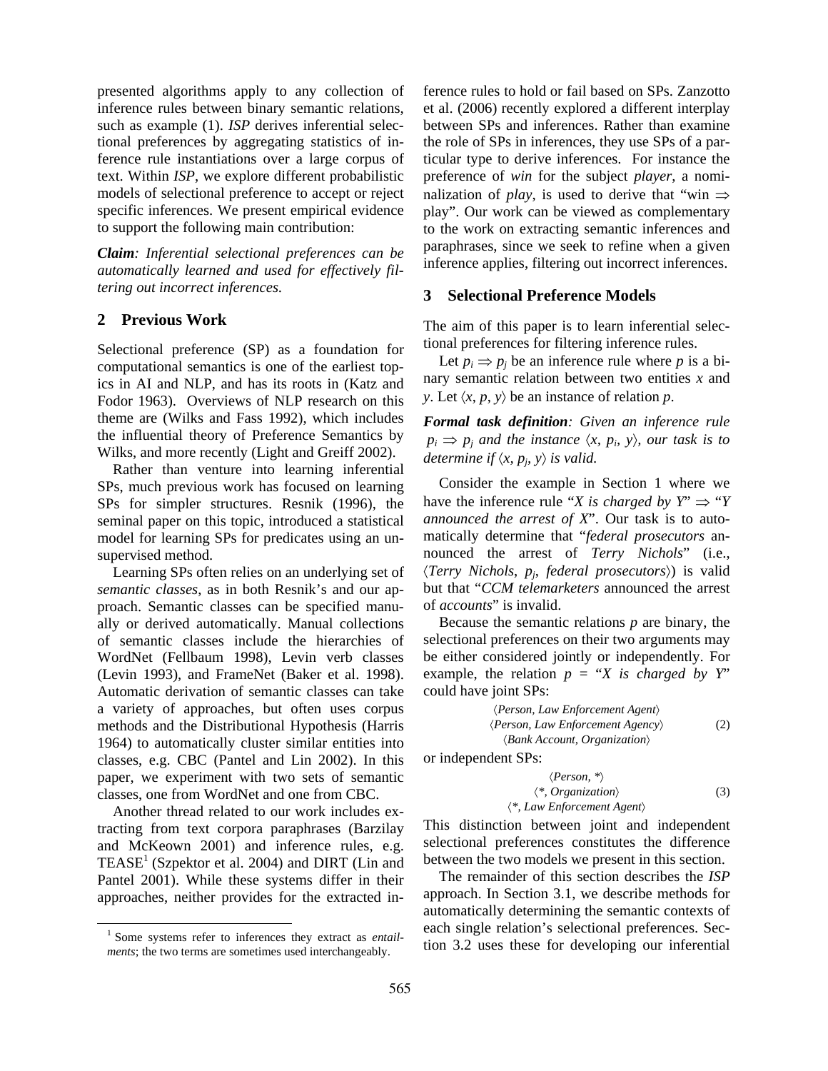presented algorithms apply to any collection of inference rules between binary semantic relations, such as example (1). *ISP* derives inferential selectional preferences by aggregating statistics of inference rule instantiations over a large corpus of text. Within *ISP*, we explore different probabilistic models of selectional preference to accept or reject specific inferences. We present empirical evidence to support the following main contribution:

***Claim**: Inferential selectional preferences can be automatically learned and used for effectively filtering out incorrect inferences.*

## 2 Previous Work

Selectional preference (SP) as a foundation for computational semantics is one of the earliest topics in AI and NLP, and has its roots in (Katz and Fodor 1963). Overviews of NLP research on this theme are (Wilks and Fass 1992), which includes the influential theory of Preference Semantics by Wilks, and more recently (Light and Greiff 2002).

Rather than venture into learning inferential SPs, much previous work has focused on learning SPs for simpler structures. Resnik (1996), the seminal paper on this topic, introduced a statistical model for learning SPs for predicates using an unsupervised method.

Learning SPs often relies on an underlying set of *semantic classes*, as in both Resnik's and our approach. Semantic classes can be specified manually or derived automatically. Manual collections of semantic classes include the hierarchies of WordNet (Fellbaum 1998), Levin verb classes (Levin 1993), and FrameNet (Baker et al. 1998). Automatic derivation of semantic classes can take a variety of approaches, but often uses corpus methods and the Distributional Hypothesis (Harris 1964) to automatically cluster similar entities into classes, e.g. CBC (Pantel and Lin 2002). In this paper, we experiment with two sets of semantic classes, one from WordNet and one from CBC.

Another thread related to our work includes extracting from text corpora paraphrases (Barzilay and McKeown 2001) and inference rules, e.g. TEASE[1] (Szpektor et al. 2004) and DIRT (Lin and Pantel 2001). While these systems differ in their approaches, neither provides for the extracted inference rules to hold or fail based on SPs. Zanzotto et al. (2006) recently explored a different interplay between SPs and inferences. Rather than examine the role of SPs in inferences, they use SPs of a particular type to derive inferences. For instance the preference of *win* for the subject *player*, a nominalization of *play*, is used to derive that "win $\Rightarrow$ play". Our work can be viewed as complementary to the work on extracting semantic inferences and paraphrases, since we seek to refine when a given inference applies, filtering out incorrect inferences.

[1] Some systems refer to inferences they extract as *entailments*; the two terms are sometimes used interchangeably.

## 3 Selectional Preference Models

The aim of this paper is to learn inferential selectional preferences for filtering inference rules.

Let $p_i \Rightarrow p_j$ be an inference rule where $p$ is a binary semantic relation between two entities $x$ and $y$. Let $\langle x, p, y \rangle$ be an instance of relation $p$.

***Formal task definition**: Given an inference rule $p_i \Rightarrow p_j$ and the instance $\langle x, p_i, y \rangle$, our task is to determine if $\langle x, p_j, y \rangle$ is valid.*

Consider the example in Section 1 where we have the inference rule "*X is charged by Y*" $\Rightarrow$ "*Y announced the arrest of X*". Our task is to automatically determine that "*federal prosecutors* announced the arrest of *Terry Nichols*" (i.e., $\langle$*Terry Nichols*, $p_j$, *federal prosecutors*$\rangle$) is valid but that "*CCM telemarketers* announced the arrest of *accounts*" is invalid.

Because the semantic relations $p$ are binary, the selectional preferences on their two arguments may be either considered jointly or independently. For example, the relation $p$ = "*X is charged by Y*" could have joint SPs:

$$\begin{array}{c}\langle \textit{Person, Law Enforcement Agent} \rangle \\ \langle \textit{Person, Law Enforcement Agency} \rangle \\ \langle \textit{Bank Account, Organization} \rangle\end{array} \quad (2)$$

or independent SPs:

$$\begin{array}{c}\langle \textit{Person, *} \rangle \\ \langle \textit{*, Organization} \rangle \\ \langle \textit{*, Law Enforcement Agent} \rangle\end{array} \quad (3)$$

This distinction between joint and independent selectional preferences constitutes the difference between the two models we present in this section.

The remainder of this section describes the *ISP* approach. In Section 3.1, we describe methods for automatically determining the semantic contexts of each single relation's selectional preferences. Section 3.2 uses these for developing our inferential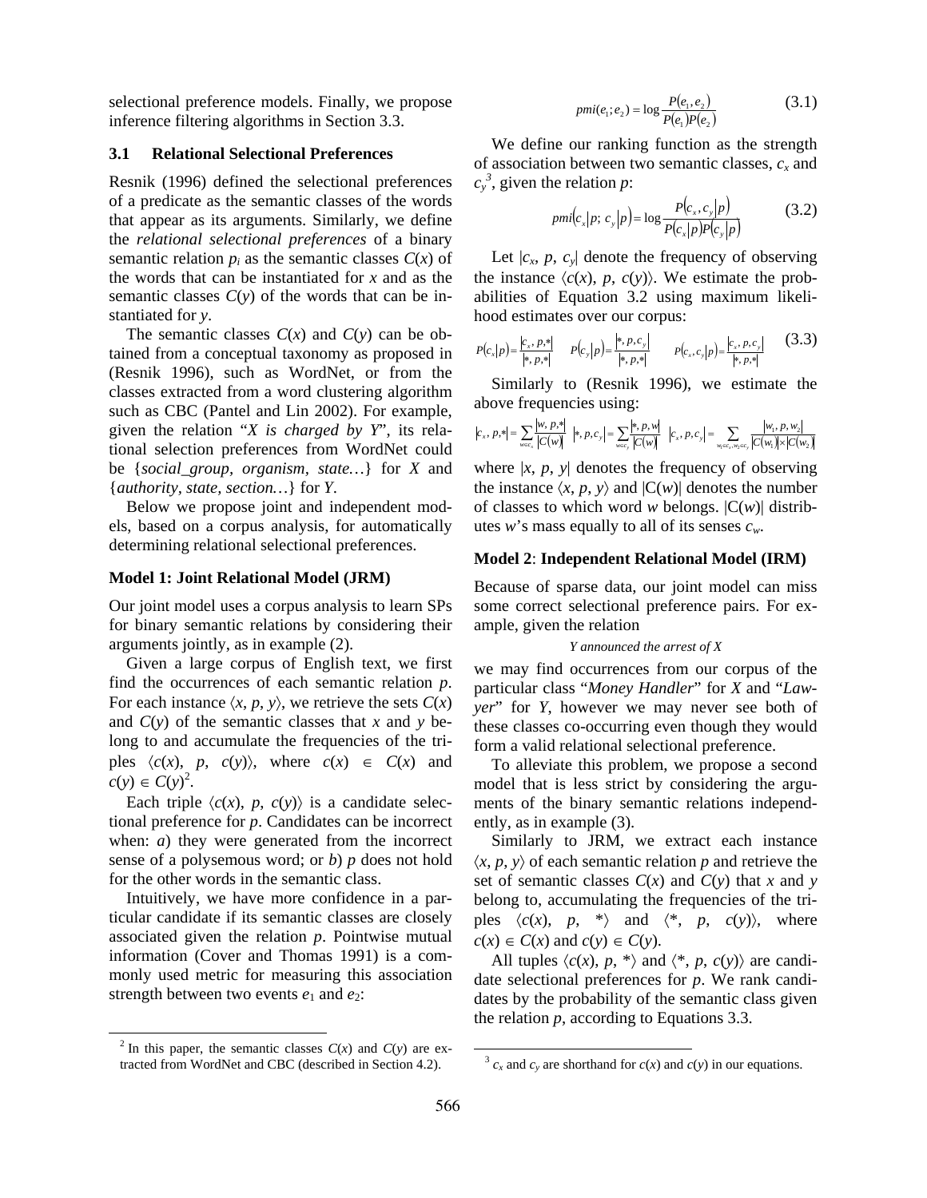selectional preference models. Finally, we propose inference filtering algorithms in Section 3.3.

### 3.1 Relational Selectional Preferences

Resnik (1996) defined the selectional preferences of a predicate as the semantic classes of the words that appear as its arguments. Similarly, we define the *relational selectional preferences* of a binary semantic relation $p_i$ as the semantic classes $C(x)$ of the words that can be instantiated for $x$ and as the semantic classes $C(y)$ of the words that can be instantiated for $y$.

The semantic classes $C(x)$ and $C(y)$ can be obtained from a conceptual taxonomy as proposed in (Resnik 1996), such as WordNet, or from the classes extracted from a word clustering algorithm such as CBC (Pantel and Lin 2002). For example, given the relation "*X is charged by Y*", its relational selection preferences from WordNet could be {*social_group*, *organism*, *state…*} for *X* and {*authority*, *state*, *section…*} for *Y*.

Below we propose joint and independent models, based on a corpus analysis, for automatically determining relational selectional preferences.

**Model 1: Joint Relational Model (JRM)**

Our joint model uses a corpus analysis to learn SPs for binary semantic relations by considering their arguments jointly, as in example (2).

Given a large corpus of English text, we first find the occurrences of each semantic relation $p$. For each instance $\langle x, p, y\rangle$, we retrieve the sets $C(x)$ and $C(y)$ of the semantic classes that $x$ and $y$ belong to and accumulate the frequencies of the triples $\langle c(x), p, c(y)\rangle$, where $c(x) \in C(x)$ and $c(y) \in C(y)$[2].

Each triple $\langle c(x), p, c(y)\rangle$ is a candidate selectional preference for $p$. Candidates can be incorrect when: *a*) they were generated from the incorrect sense of a polysemous word; or *b*) $p$ does not hold for the other words in the semantic class.

Intuitively, we have more confidence in a particular candidate if its semantic classes are closely associated given the relation $p$. Pointwise mutual information (Cover and Thomas 1991) is a commonly used metric for measuring this association strength between two events $e_1$ and $e_2$:

$$pmi(e_1; e_2) = \log \frac{P(e_1, e_2)}{P(e_1)P(e_2)} \tag{3.1}$$

We define our ranking function as the strength of association between two semantic classes, $c_x$ and $c_y$[3], given the relation $p$:

$$pmi(c_x|p; c_y|p) = \log \frac{P(c_x, c_y|p)}{P(c_x|p)P(c_y|p)} \tag{3.2}$$

Let $|c_x, p, c_y|$ denote the frequency of observing the instance $\langle c(x), p, c(y)\rangle$. We estimate the probabilities of Equation 3.2 using maximum likelihood estimates over our corpus:

$$P(c_x|p) = \frac{|c_x, p, *|}{|*, p, *|} \quad P(c_y|p) = \frac{|*, p, c_y|}{|*, p, *|} \quad P(c_x, c_y|p) = \frac{|c_x, p, c_y|}{|*, p, *|} \tag{3.3}$$

Similarly to (Resnik 1996), we estimate the above frequencies using:

$$|c_x, p, *| = \sum_{w \in c_x} \frac{|w, p, *|}{|C(w)|} \quad |*, p, c_y| = \sum_{w \in c_y} \frac{|*, p, w|}{|C(w)|} \quad |c_x, p, c_y| = \sum_{w_1 \in c_x, w_2 \in c_y} \frac{|w_1, p, w_2|}{|C(w_1)| \times |C(w_2)|}$$

where $|x, p, y|$ denotes the frequency of observing the instance $\langle x, p, y\rangle$ and $|C(w)|$ denotes the number of classes to which word $w$ belongs. $|C(w)|$ distributes $w$'s mass equally to all of its senses $c_w$.

**Model 2: Independent Relational Model (IRM)**

Because of sparse data, our joint model can miss some correct selectional preference pairs. For example, given the relation

*Y announced the arrest of X*

we may find occurrences from our corpus of the particular class "*Money Handler*" for *X* and "*Lawyer*" for *Y*, however we may never see both of these classes co-occurring even though they would form a valid relational selectional preference.

To alleviate this problem, we propose a second model that is less strict by considering the arguments of the binary semantic relations independently, as in example (3).

Similarly to JRM, we extract each instance $\langle x, p, y\rangle$ of each semantic relation $p$ and retrieve the set of semantic classes $C(x)$ and $C(y)$ that $x$ and $y$ belong to, accumulating the frequencies of the triples $\langle c(x), p, *\rangle$ and $\langle *, p, c(y)\rangle$, where $c(x) \in C(x)$ and $c(y) \in C(y)$.

All tuples $\langle c(x), p, *\rangle$ and $\langle *, p, c(y)\rangle$ are candidate selectional preferences for $p$. We rank candidates by the probability of the semantic class given the relation $p$, according to Equations 3.3.

---

[2] In this paper, the semantic classes $C(x)$ and $C(y)$ are extracted from WordNet and CBC (described in Section 4.2).

[3] $c_x$ and $c_y$ are shorthand for $c(x)$ and $c(y)$ in our equations.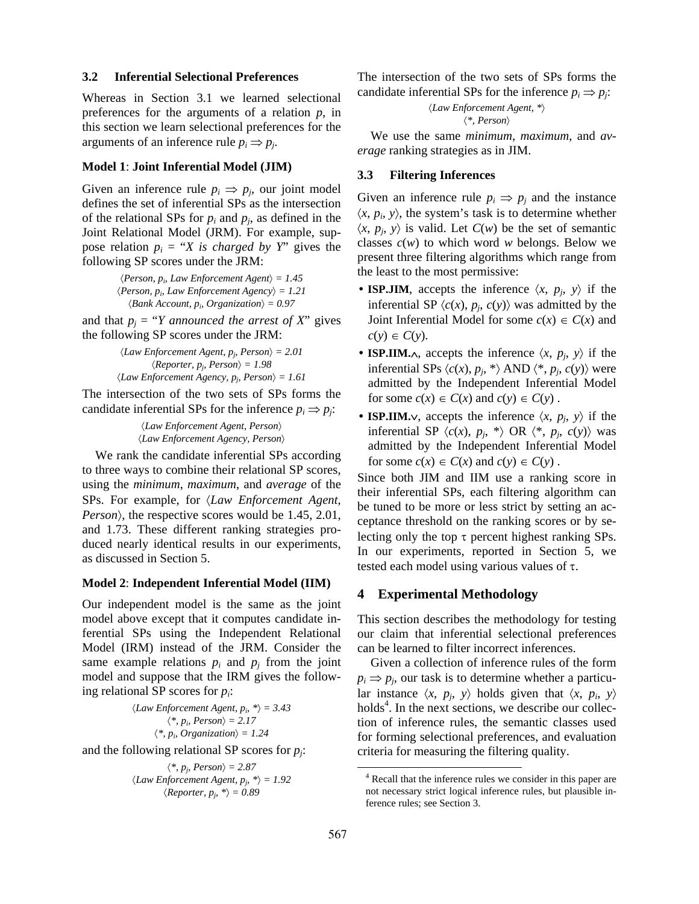### 3.2 Inferential Selectional Preferences

Whereas in Section 3.1 we learned selectional preferences for the arguments of a relation $p$, in this section we learn selectional preferences for the arguments of an inference rule $p_i \Rightarrow p_j$.

**Model 1**: **Joint Inferential Model (JIM)**

Given an inference rule $p_i \Rightarrow p_j$, our joint model defines the set of inferential SPs as the intersection of the relational SPs for $p_i$ and $p_j$, as defined in the Joint Relational Model (JRM). For example, suppose relation $p_i$ = "*X is charged by Y*" gives the following SP scores under the JRM:

*⟨Person, $p_i$, Law Enforcement Agent⟩ = 1.45*
*⟨Person, $p_i$, Law Enforcement Agency⟩ = 1.21*
*⟨Bank Account, $p_i$, Organization⟩ = 0.97*

and that $p_j$ = "*Y announced the arrest of X*" gives the following SP scores under the JRM:

*⟨Law Enforcement Agent, $p_j$, Person⟩ = 2.01*
*⟨Reporter, $p_j$, Person⟩ = 1.98*
*⟨Law Enforcement Agency, $p_j$, Person⟩ = 1.61*

The intersection of the two sets of SPs forms the candidate inferential SPs for the inference $p_i \Rightarrow p_j$:

*⟨Law Enforcement Agent, Person⟩*
*⟨Law Enforcement Agency, Person⟩*

We rank the candidate inferential SPs according to three ways to combine their relational SP scores, using the *minimum*, *maximum*, and *average* of the SPs. For example, for ⟨*Law Enforcement Agent, Person*⟩, the respective scores would be 1.45, 2.01, and 1.73. These different ranking strategies produced nearly identical results in our experiments, as discussed in Section 5.

**Model 2**: **Independent Inferential Model (IIM)**

Our independent model is the same as the joint model above except that it computes candidate inferential SPs using the Independent Relational Model (IRM) instead of the JRM. Consider the same example relations $p_i$ and $p_j$ from the joint model and suppose that the IRM gives the following relational SP scores for $p_i$:

*⟨Law Enforcement Agent, $p_i$, \*⟩ = 3.43*
*⟨\*, $p_i$, Person⟩ = 2.17*
*⟨\*, $p_i$, Organization⟩ = 1.24*

and the following relational SP scores for $p_j$:

*⟨\*, $p_j$, Person⟩ = 2.87*
*⟨Law Enforcement Agent, $p_j$, \*⟩ = 1.92*
*⟨Reporter, $p_j$, \*⟩ = 0.89*

The intersection of the two sets of SPs forms the candidate inferential SPs for the inference $p_i \Rightarrow p_j$:

*⟨Law Enforcement Agent, \*⟩*
*⟨\*, Person⟩*

We use the same *minimum*, *maximum*, and *average* ranking strategies as in JIM.

### 3.3 Filtering Inferences

Given an inference rule $p_i \Rightarrow p_j$ and the instance $\langle x, p_i, y\rangle$, the system's task is to determine whether $\langle x, p_j, y\rangle$ is valid. Let $C(w)$ be the set of semantic classes $c(w)$ to which word $w$ belongs. Below we present three filtering algorithms which range from the least to the most permissive:

- **ISP.JIM**, accepts the inference $\langle x, p_j, y\rangle$ if the inferential SP $\langle c(x), p_j, c(y)\rangle$ was admitted by the Joint Inferential Model for some $c(x) \in C(x)$ and $c(y) \in C(y)$.
- **ISP.IIM.**$\wedge$, accepts the inference $\langle x, p_j, y\rangle$ if the inferential SPs $\langle c(x), p_j, *\rangle$ AND $\langle *, p_j, c(y)\rangle$ were admitted by the Independent Inferential Model for some $c(x) \in C(x)$ and $c(y) \in C(y)$ .
- **ISP.IIM.**$\vee$, accepts the inference $\langle x, p_j, y\rangle$ if the inferential SP $\langle c(x), p_j, *\rangle$ OR $\langle *, p_j, c(y)\rangle$ was admitted by the Independent Inferential Model for some $c(x) \in C(x)$ and $c(y) \in C(y)$ .

Since both JIM and IIM use a ranking score in their inferential SPs, each filtering algorithm can be tuned to be more or less strict by setting an acceptance threshold on the ranking scores or by selecting only the top $\tau$ percent highest ranking SPs. In our experiments, reported in Section 5, we tested each model using various values of $\tau$.

## 4 Experimental Methodology

This section describes the methodology for testing our claim that inferential selectional preferences can be learned to filter incorrect inferences.

Given a collection of inference rules of the form $p_i \Rightarrow p_j$, our task is to determine whether a particular instance $\langle x, p_j, y\rangle$ holds given that $\langle x, p_i, y\rangle$ holds[4]. In the next sections, we describe our collection of inference rules, the semantic classes used for forming selectional preferences, and evaluation criteria for measuring the filtering quality.

[4] Recall that the inference rules we consider in this paper are not necessary strict logical inference rules, but plausible inference rules; see Section 3.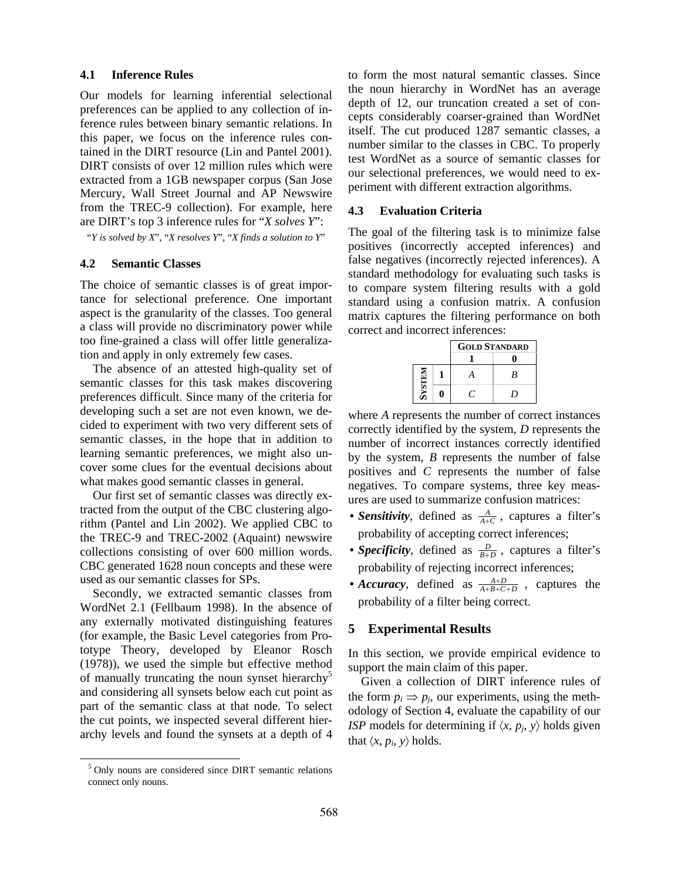### 4.1 Inference Rules

Our models for learning inferential selectional preferences can be applied to any collection of inference rules between binary semantic relations. In this paper, we focus on the inference rules contained in the DIRT resource (Lin and Pantel 2001). DIRT consists of over 12 million rules which were extracted from a 1GB newspaper corpus (San Jose Mercury, Wall Street Journal and AP Newswire from the TREC-9 collection). For example, here are DIRT's top 3 inference rules for "*X solves Y*":

"*Y is solved by X*", "*X resolves Y*", "*X finds a solution to Y*"

### 4.2 Semantic Classes

The choice of semantic classes is of great importance for selectional preference. One important aspect is the granularity of the classes. Too general a class will provide no discriminatory power while too fine-grained a class will offer little generalization and apply in only extremely few cases.

The absence of an attested high-quality set of semantic classes for this task makes discovering preferences difficult. Since many of the criteria for developing such a set are not even known, we decided to experiment with two very different sets of semantic classes, in the hope that in addition to learning semantic preferences, we might also uncover some clues for the eventual decisions about what makes good semantic classes in general.

Our first set of semantic classes was directly extracted from the output of the CBC clustering algorithm (Pantel and Lin 2002). We applied CBC to the TREC-9 and TREC-2002 (Aquaint) newswire collections consisting of over 600 million words. CBC generated 1628 noun concepts and these were used as our semantic classes for SPs.

Secondly, we extracted semantic classes from WordNet 2.1 (Fellbaum 1998). In the absence of any externally motivated distinguishing features (for example, the Basic Level categories from Prototype Theory, developed by Eleanor Rosch (1978)), we used the simple but effective method of manually truncating the noun synset hierarchy[5] and considering all synsets below each cut point as part of the semantic class at that node. To select the cut points, we inspected several different hierarchy levels and found the synsets at a depth of 4 to form the most natural semantic classes. Since the noun hierarchy in WordNet has an average depth of 12, our truncation created a set of concepts considerably coarser-grained than WordNet itself. The cut produced 1287 semantic classes, a number similar to the classes in CBC. To properly test WordNet as a source of semantic classes for our selectional preferences, we would need to experiment with different extraction algorithms.

[5] Only nouns are considered since DIRT semantic relations connect only nouns.

### 4.3 Evaluation Criteria

The goal of the filtering task is to minimize false positives (incorrectly accepted inferences) and false negatives (incorrectly rejected inferences). A standard methodology for evaluating such tasks is to compare system filtering results with a gold standard using a confusion matrix. A confusion matrix captures the filtering performance on both correct and incorrect inferences:

| | | **Gold Standard** | |
|---|---|---|---|
| | | **1** | **0** |
| **System** | **1** | *A* | *B* |
| | **0** | *C* | *D* |

where *A* represents the number of correct instances correctly identified by the system, *D* represents the number of incorrect instances correctly identified by the system, *B* represents the number of false positives and *C* represents the number of false negatives. To compare systems, three key measures are used to summarize confusion matrices:

- ***Sensitivity***, defined as $\frac{A}{A+C}$, captures a filter's probability of accepting correct inferences;
- ***Specificity***, defined as $\frac{D}{B+D}$, captures a filter's probability of rejecting incorrect inferences;
- ***Accuracy***, defined as $\frac{A+D}{A+B+C+D}$, captures the probability of a filter being correct.

## 5 Experimental Results

In this section, we provide empirical evidence to support the main claim of this paper.

Given a collection of DIRT inference rules of the form $p_i \Rightarrow p_j$, our experiments, using the methodology of Section 4, evaluate the capability of our *ISP* models for determining if $\langle x, p_j, y\rangle$ holds given that $\langle x, p_i, y\rangle$ holds.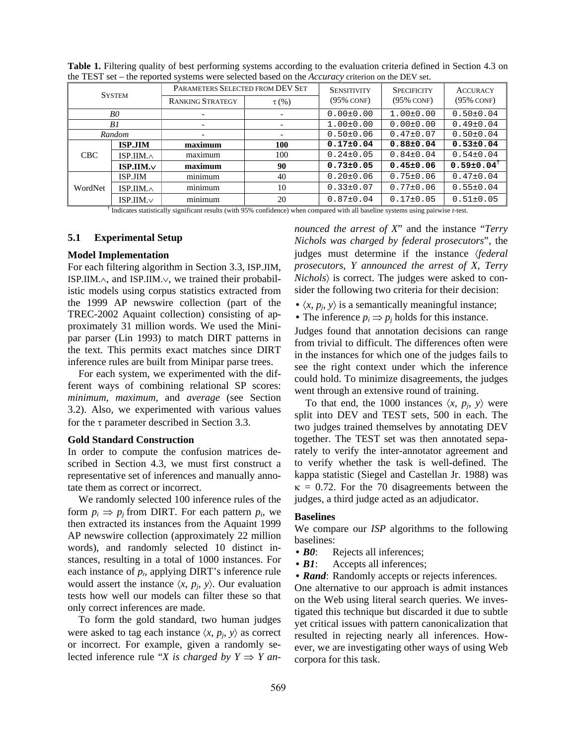**Table 1.** Filtering quality of best performing systems according to the evaluation criteria defined in Section 4.3 on the TEST set – the reported systems were selected based on the *Accuracy* criterion on the DEV set.

| System | | Parameters Selected from DEV Set | | Sensitivity (95% conf) | Specificity (95% conf) | Accuracy (95% conf) |
|---|---|---|---|---|---|---|
| | | Ranking Strategy | $\tau$ (%) | | | |
| *B0* | | - | - | 0.00±0.00 | 1.00±0.00 | 0.50±0.04 |
| *B1* | | - | - | 1.00±0.00 | 0.00±0.00 | 0.49±0.04 |
| *Random* | | - | - | 0.50±0.06 | 0.47±0.07 | 0.50±0.04 |
| CBC | **ISP.JIM** | **maximum** | **100** | **0.17±0.04** | **0.88±0.04** | **0.53±0.04** |
| | ISP.IIM.$\wedge$ | maximum | 100 | 0.24±0.05 | 0.84±0.04 | 0.54±0.04 |
| | **ISP.IIM.$\vee$** | **maximum** | **90** | **0.73±0.05** | **0.45±0.06** | **0.59±0.04**† |
| WordNet | ISP.JIM | minimum | 40 | 0.20±0.06 | 0.75±0.06 | 0.47±0.04 |
| | ISP.IIM.$\wedge$ | minimum | 10 | 0.33±0.07 | 0.77±0.06 | 0.55±0.04 |
| | ISP.IIM.$\vee$ | minimum | 20 | 0.87±0.04 | 0.17±0.05 | 0.51±0.05 |

† Indicates statistically significant results (with 95% confidence) when compared with all baseline systems using pairwise *t*-test.

### 5.1 Experimental Setup

**Model Implementation**

For each filtering algorithm in Section 3.3, ISP.JIM, ISP.IIM.$\wedge$, and ISP.IIM.$\vee$, we trained their probabilistic models using corpus statistics extracted from the 1999 AP newswire collection (part of the TREC-2002 Aquaint collection) consisting of approximately 31 million words. We used the Minipar parser (Lin 1993) to match DIRT patterns in the text. This permits exact matches since DIRT inference rules are built from Minipar parse trees.

For each system, we experimented with the different ways of combining relational SP scores: *minimum*, *maximum*, and *average* (see Section 3.2). Also, we experimented with various values for the $\tau$ parameter described in Section 3.3.

**Gold Standard Construction**

In order to compute the confusion matrices described in Section 4.3, we must first construct a representative set of inferences and manually annotate them as correct or incorrect.

We randomly selected 100 inference rules of the form $p_i \Rightarrow p_j$ from DIRT. For each pattern $p_i$, we then extracted its instances from the Aquaint 1999 AP newswire collection (approximately 22 million words), and randomly selected 10 distinct instances, resulting in a total of 1000 instances. For each instance of $p_i$, applying DIRT's inference rule would assert the instance $\langle x, p_j, y\rangle$. Our evaluation tests how well our models can filter these so that only correct inferences are made.

To form the gold standard, two human judges were asked to tag each instance $\langle x, p_j, y\rangle$ as correct or incorrect. For example, given a randomly selected inference rule "*X is charged by Y* $\Rightarrow$ *Y announced the arrest of X*" and the instance "*Terry Nichols was charged by federal prosecutors*", the judges must determine if the instance $\langle$*federal prosecutors*, *Y announced the arrest of X*, *Terry Nichols*$\rangle$ is correct. The judges were asked to consider the following two criteria for their decision:

- $\langle x, p_j, y\rangle$ is a semantically meaningful instance;
- The inference $p_i \Rightarrow p_j$ holds for this instance.

Judges found that annotation decisions can range from trivial to difficult. The differences often were in the instances for which one of the judges fails to see the right context under which the inference could hold. To minimize disagreements, the judges went through an extensive round of training.

To that end, the 1000 instances $\langle x, p_j, y\rangle$ were split into DEV and TEST sets, 500 in each. The two judges trained themselves by annotating DEV together. The TEST set was then annotated separately to verify the inter-annotator agreement and to verify whether the task is well-defined. The kappa statistic (Siegel and Castellan Jr. 1988) was $\kappa = 0.72$. For the 70 disagreements between the judges, a third judge acted as an adjudicator.

**Baselines**

We compare our *ISP* algorithms to the following baselines:

- ***B0***: Rejects all inferences;
- ***B1***: Accepts all inferences;
- ***Rand***: Randomly accepts or rejects inferences.

One alternative to our approach is admit instances on the Web using literal search queries. We investigated this technique but discarded it due to subtle yet critical issues with pattern canonicalization that resulted in rejecting nearly all inferences. However, we are investigating other ways of using Web corpora for this task.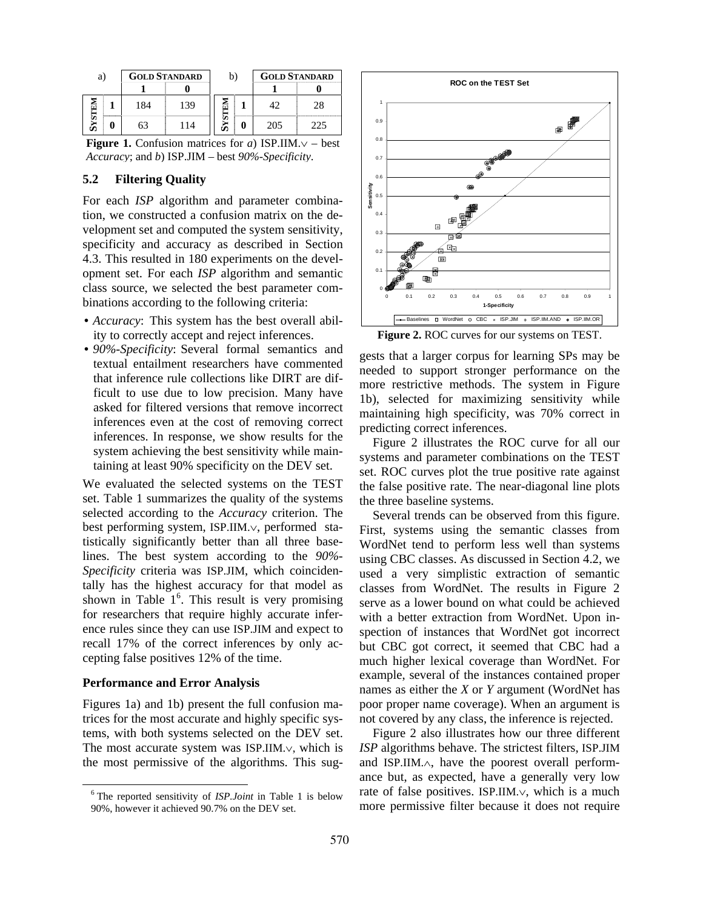| a) | | GOLD STANDARD | |
|---|---|---|---|
| | | 1 | 0 |
| SYSTEM | 1 | 184 | 139 |
| | 0 | 63 | 114 |

| b) | | GOLD STANDARD | |
|---|---|---|---|
| | | 1 | 0 |
| SYSTEM | 1 | 42 | 28 |
| | 0 | 205 | 225 |

**Figure 1.** Confusion matrices for *a*) ISP.IIM.∨ – best *Accuracy*; and *b*) ISP.JIM – best *90%-Specificity*.

### 5.2 Filtering Quality

For each *ISP* algorithm and parameter combination, we constructed a confusion matrix on the development set and computed the system sensitivity, specificity and accuracy as described in Section 4.3. This resulted in 180 experiments on the development set. For each *ISP* algorithm and semantic class source, we selected the best parameter combinations according to the following criteria:

- *Accuracy*: This system has the best overall ability to correctly accept and reject inferences.
- *90%-Specificity*: Several formal semantics and textual entailment researchers have commented that inference rule collections like DIRT are difficult to use due to low precision. Many have asked for filtered versions that remove incorrect inferences even at the cost of removing correct inferences. In response, we show results for the system achieving the best sensitivity while maintaining at least 90% specificity on the DEV set.

We evaluated the selected systems on the TEST set. Table 1 summarizes the quality of the systems selected according to the *Accuracy* criterion. The best performing system, ISP.IIM.∨, performed statistically significantly better than all three baselines. The best system according to the *90%-Specificity* criteria was ISP.JIM, which coincidentally has the highest accuracy for that model as shown in Table 1[6]. This result is very promising for researchers that require highly accurate inference rules since they can use ISP.JIM and expect to recall 17% of the correct inferences by only accepting false positives 12% of the time.

#### Performance and Error Analysis

Figures 1a) and 1b) present the full confusion matrices for the most accurate and highly specific systems, with both systems selected on the DEV set. The most accurate system was ISP.IIM.∨, which is the most permissive of the algorithms. This suggests that a larger corpus for learning SPs may be needed to support stronger performance on the more restrictive methods. The system in Figure 1b), selected for maximizing sensitivity while maintaining high specificity, was 70% correct in predicting correct inferences.

**Figure 2.** ROC curves for our systems on TEST.

Figure 2 illustrates the ROC curve for all our systems and parameter combinations on the TEST set. ROC curves plot the true positive rate against the false positive rate. The near-diagonal line plots the three baseline systems.

Several trends can be observed from this figure. First, systems using the semantic classes from WordNet tend to perform less well than systems using CBC classes. As discussed in Section 4.2, we used a very simplistic extraction of semantic classes from WordNet. The results in Figure 2 serve as a lower bound on what could be achieved with a better extraction from WordNet. Upon inspection of instances that WordNet got incorrect but CBC got correct, it seemed that CBC had a much higher lexical coverage than WordNet. For example, several of the instances contained proper names as either the *X* or *Y* argument (WordNet has poor proper name coverage). When an argument is not covered by any class, the inference is rejected.

Figure 2 also illustrates how our three different *ISP* algorithms behave. The strictest filters, ISP.JIM and ISP.IIM.∧, have the poorest overall performance but, as expected, have a generally very low rate of false positives. ISP.IIM.∨, which is a much more permissive filter because it does not require

[6] The reported sensitivity of *ISP.Joint* in Table 1 is below 90%, however it achieved 90.7% on the DEV set.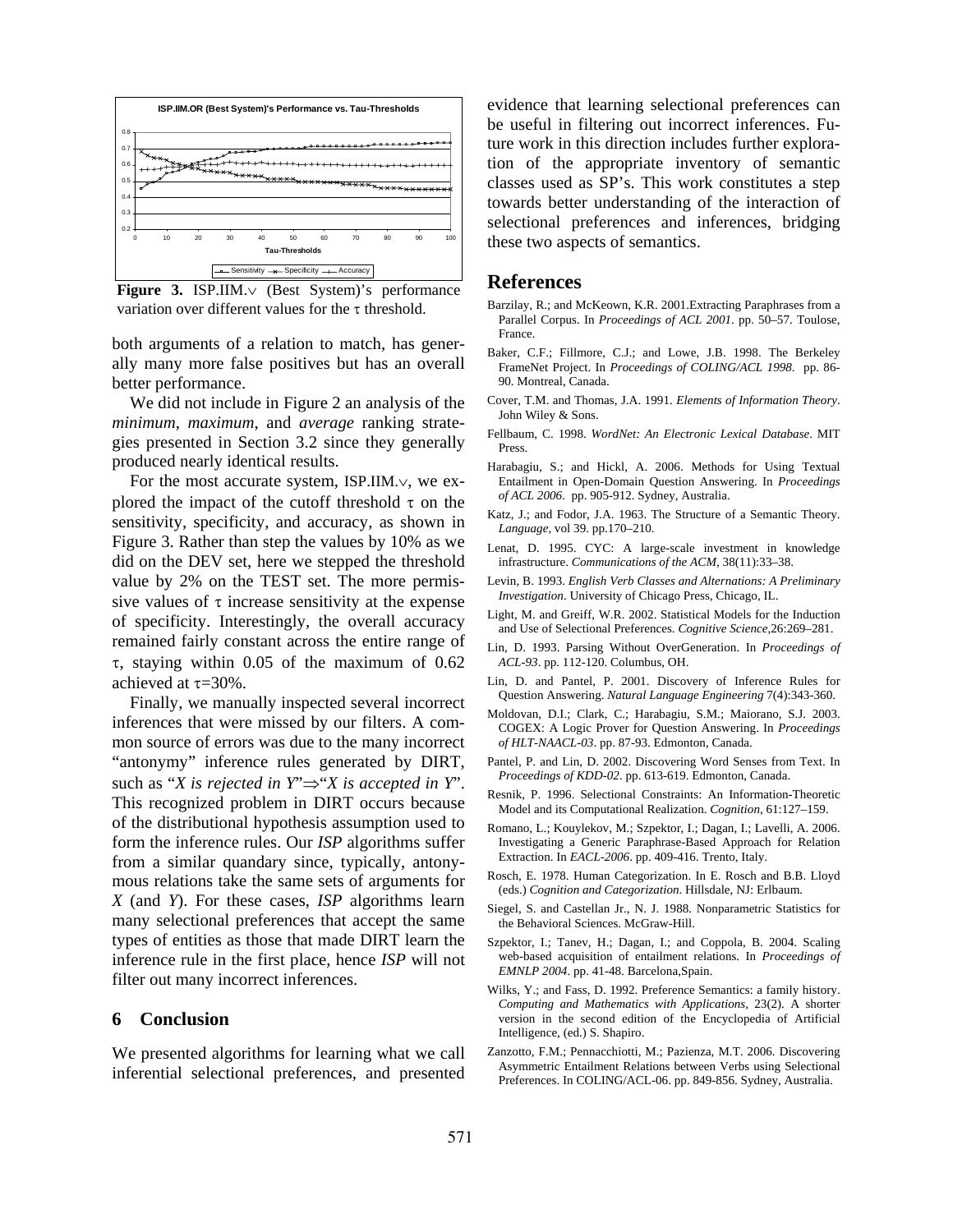ISP.IIM.OR (Best System)'s Performance vs. Tau-Thresholds

0.8
0.7
0.6
0.5
0.4
0.3
0.2

0 10 20 30 40 50 60 70 80 90 100

Tau-Thresholds

Sensitivity Specificity Accuracy

**Figure 3.** ISP.IIM.∨ (Best System)'s performance variation over different values for the τ threshold.

both arguments of a relation to match, has generally many more false positives but has an overall better performance.

We did not include in Figure 2 an analysis of the *minimum*, *maximum*, and *average* ranking strategies presented in Section 3.2 since they generally produced nearly identical results.

For the most accurate system, ISP.IIM.∨, we explored the impact of the cutoff threshold τ on the sensitivity, specificity, and accuracy, as shown in Figure 3. Rather than step the values by 10% as we did on the DEV set, here we stepped the threshold value by 2% on the TEST set. The more permissive values of τ increase sensitivity at the expense of specificity. Interestingly, the overall accuracy remained fairly constant across the entire range of τ, staying within 0.05 of the maximum of 0.62 achieved at τ=30%.

Finally, we manually inspected several incorrect inferences that were missed by our filters. A common source of errors was due to the many incorrect "antonymy" inference rules generated by DIRT, such as "*X is rejected in Y*"⇒"*X is accepted in Y*". This recognized problem in DIRT occurs because of the distributional hypothesis assumption used to form the inference rules. Our *ISP* algorithms suffer from a similar quandary since, typically, antonymous relations take the same sets of arguments for *X* (and *Y*). For these cases, *ISP* algorithms learn many selectional preferences that accept the same types of entities as those that made DIRT learn the inference rule in the first place, hence *ISP* will not filter out many incorrect inferences.

## 6 Conclusion

We presented algorithms for learning what we call inferential selectional preferences, and presented evidence that learning selectional preferences can be useful in filtering out incorrect inferences. Future work in this direction includes further exploration of the appropriate inventory of semantic classes used as SP's. This work constitutes a step towards better understanding of the interaction of selectional preferences and inferences, bridging these two aspects of semantics.

## References

Barzilay, R.; and McKeown, K.R. 2001.Extracting Paraphrases from a Parallel Corpus. In *Proceedings of ACL 2001*. pp. 50–57. Toulose, France.

Baker, C.F.; Fillmore, C.J.; and Lowe, J.B. 1998. The Berkeley FrameNet Project. In *Proceedings of COLING/ACL 1998*. pp. 86-90. Montreal, Canada.

Cover, T.M. and Thomas, J.A. 1991. *Elements of Information Theory*. John Wiley & Sons.

Fellbaum, C. 1998. *WordNet: An Electronic Lexical Database*. MIT Press.

Harabagiu, S.; and Hickl, A. 2006. Methods for Using Textual Entailment in Open-Domain Question Answering. In *Proceedings of ACL 2006*. pp. 905-912. Sydney, Australia.

Katz, J.; and Fodor, J.A. 1963. The Structure of a Semantic Theory. *Language*, vol 39. pp.170–210.

Lenat, D. 1995. CYC: A large-scale investment in knowledge infrastructure. *Communications of the ACM*, 38(11):33–38.

Levin, B. 1993. *English Verb Classes and Alternations: A Preliminary Investigation*. University of Chicago Press, Chicago, IL.

Light, M. and Greiff, W.R. 2002. Statistical Models for the Induction and Use of Selectional Preferences. *Cognitive Science*,26:269–281.

Lin, D. 1993. Parsing Without OverGeneration. In *Proceedings of ACL-93*. pp. 112-120. Columbus, OH.

Lin, D. and Pantel, P. 2001. Discovery of Inference Rules for Question Answering. *Natural Language Engineering* 7(4):343-360.

Moldovan, D.I.; Clark, C.; Harabagiu, S.M.; Maiorano, S.J. 2003. COGEX: A Logic Prover for Question Answering. In *Proceedings of HLT-NAACL-03*. pp. 87-93. Edmonton, Canada.

Pantel, P. and Lin, D. 2002. Discovering Word Senses from Text. In *Proceedings of KDD-02*. pp. 613-619. Edmonton, Canada.

Resnik, P. 1996. Selectional Constraints: An Information-Theoretic Model and its Computational Realization. *Cognition*, 61:127–159.

Romano, L.; Kouylekov, M.; Szpektor, I.; Dagan, I.; Lavelli, A. 2006. Investigating a Generic Paraphrase-Based Approach for Relation Extraction. In *EACL-2006*. pp. 409-416. Trento, Italy.

Rosch, E. 1978. Human Categorization. In E. Rosch and B.B. Lloyd (eds.) *Cognition and Categorization*. Hillsdale, NJ: Erlbaum.

Siegel, S. and Castellan Jr., N. J. 1988. Nonparametric Statistics for the Behavioral Sciences. McGraw-Hill.

Szpektor, I.; Tanev, H.; Dagan, I.; and Coppola, B. 2004. Scaling web-based acquisition of entailment relations. In *Proceedings of EMNLP 2004*. pp. 41-48. Barcelona,Spain.

Wilks, Y.; and Fass, D. 1992. Preference Semantics: a family history. *Computing and Mathematics with Applications*, 23(2). A shorter version in the second edition of the Encyclopedia of Artificial Intelligence, (ed.) S. Shapiro.

Zanzotto, F.M.; Pennacchiotti, M.; Pazienza, M.T. 2006. Discovering Asymmetric Entailment Relations between Verbs using Selectional Preferences. In COLING/ACL-06. pp. 849-856. Sydney, Australia.